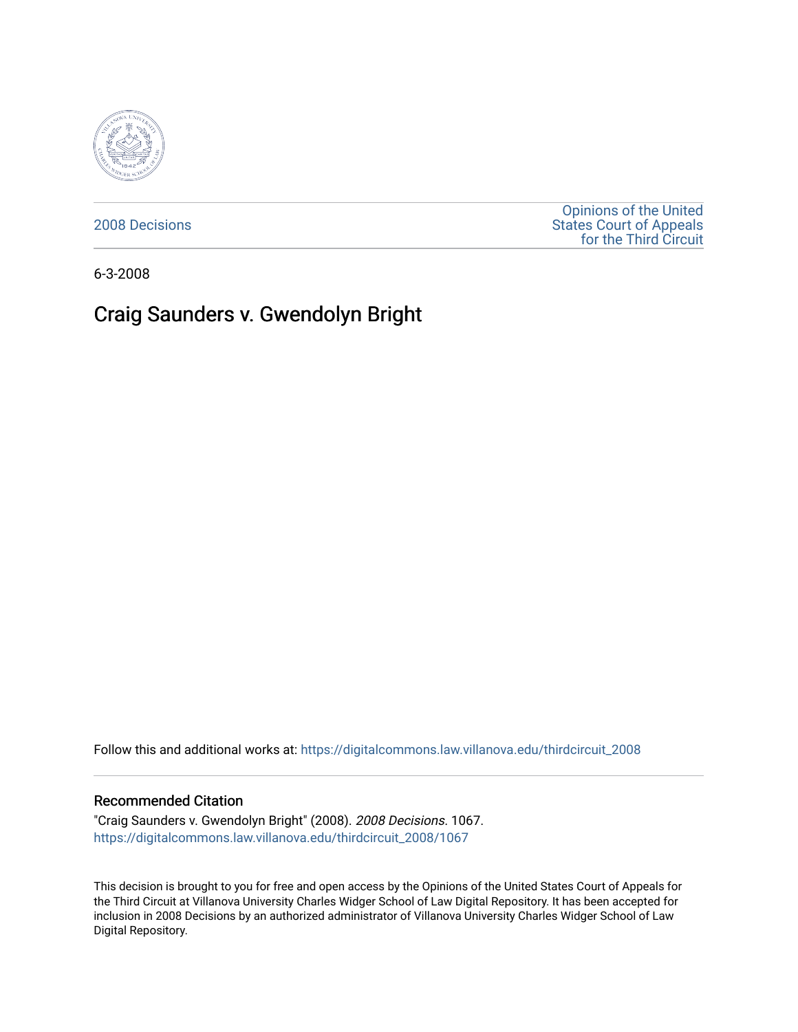2008 Decisions

Opinions of the United States Court of Appeals for the Third Circuit

6-3-2008

# Craig Saunders v. Gwendolyn Bright

Follow this and additional works at: https://digitalcommons.law.villanova.edu/thirdcircuit_2008

## Recommended Citation

"Craig Saunders v. Gwendolyn Bright" (2008). *2008 Decisions*. 1067.
https://digitalcommons.law.villanova.edu/thirdcircuit_2008/1067

This decision is brought to you for free and open access by the Opinions of the United States Court of Appeals for the Third Circuit at Villanova University Charles Widger School of Law Digital Repository. It has been accepted for inclusion in 2008 Decisions by an authorized administrator of Villanova University Charles Widger School of Law Digital Repository.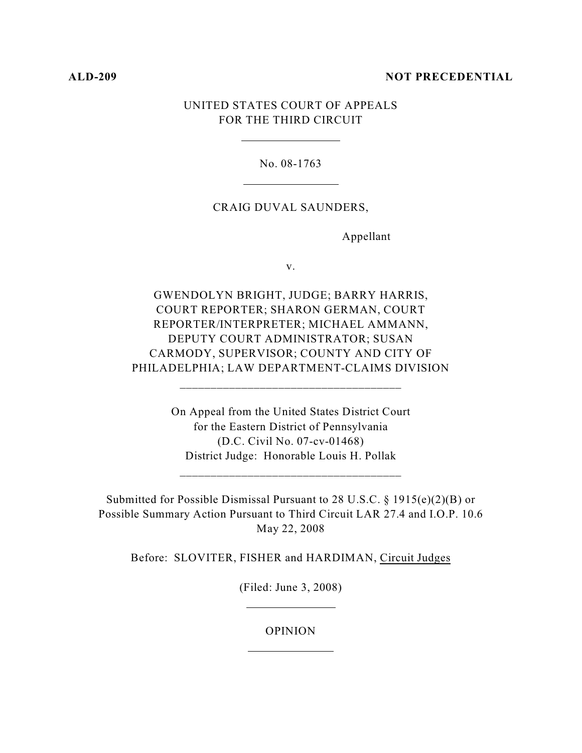**ALD-209** **NOT PRECEDENTIAL**

UNITED STATES COURT OF APPEALS
FOR THE THIRD CIRCUIT

---

No. 08-1763

---

CRAIG DUVAL SAUNDERS,

Appellant

v.

GWENDOLYN BRIGHT, JUDGE; BARRY HARRIS, COURT REPORTER; SHARON GERMAN, COURT REPORTER/INTERPRETER; MICHAEL AMMANN, DEPUTY COURT ADMINISTRATOR; SUSAN CARMODY, SUPERVISOR; COUNTY AND CITY OF PHILADELPHIA; LAW DEPARTMENT-CLAIMS DIVISION

---

On Appeal from the United States District Court
for the Eastern District of Pennsylvania
(D.C. Civil No. 07-cv-01468)
District Judge: Honorable Louis H. Pollak

---

Submitted for Possible Dismissal Pursuant to 28 U.S.C. § 1915(e)(2)(B) or Possible Summary Action Pursuant to Third Circuit LAR 27.4 and I.O.P. 10.6
May 22, 2008

Before: SLOVITER, FISHER and HARDIMAN, Circuit Judges

(Filed: June 3, 2008)

---

OPINION

---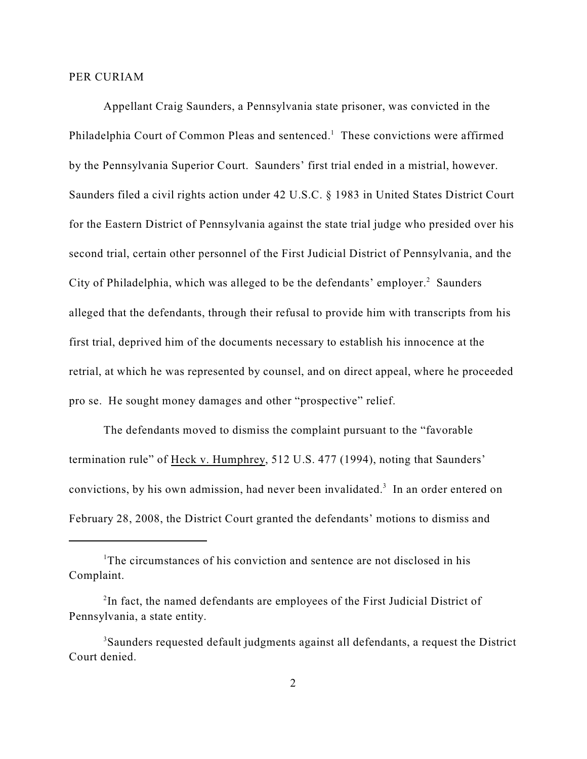PER CURIAM

Appellant Craig Saunders, a Pennsylvania state prisoner, was convicted in the Philadelphia Court of Common Pleas and sentenced.[1] These convictions were affirmed by the Pennsylvania Superior Court. Saunders' first trial ended in a mistrial, however. Saunders filed a civil rights action under 42 U.S.C. § 1983 in United States District Court for the Eastern District of Pennsylvania against the state trial judge who presided over his second trial, certain other personnel of the First Judicial District of Pennsylvania, and the City of Philadelphia, which was alleged to be the defendants' employer.[2] Saunders alleged that the defendants, through their refusal to provide him with transcripts from his first trial, deprived him of the documents necessary to establish his innocence at the retrial, at which he was represented by counsel, and on direct appeal, where he proceeded pro se. He sought money damages and other "prospective" relief.

The defendants moved to dismiss the complaint pursuant to the "favorable termination rule" of Heck v. Humphrey, 512 U.S. 477 (1994), noting that Saunders' convictions, by his own admission, had never been invalidated.[3] In an order entered on February 28, 2008, the District Court granted the defendants' motions to dismiss and

---

[1] The circumstances of his conviction and sentence are not disclosed in his Complaint.

[2] In fact, the named defendants are employees of the First Judicial District of Pennsylvania, a state entity.

[3] Saunders requested default judgments against all defendants, a request the District Court denied.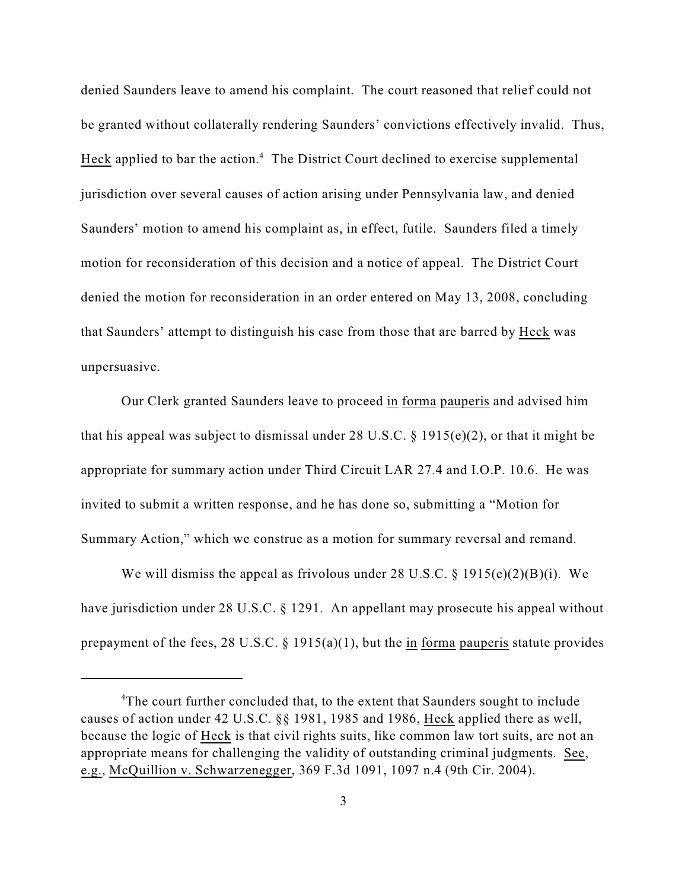denied Saunders leave to amend his complaint. The court reasoned that relief could not be granted without collaterally rendering Saunders' convictions effectively invalid. Thus, Heck applied to bar the action.[4] The District Court declined to exercise supplemental jurisdiction over several causes of action arising under Pennsylvania law, and denied Saunders' motion to amend his complaint as, in effect, futile. Saunders filed a timely motion for reconsideration of this decision and a notice of appeal. The District Court denied the motion for reconsideration in an order entered on May 13, 2008, concluding that Saunders' attempt to distinguish his case from those that are barred by Heck was unpersuasive.

Our Clerk granted Saunders leave to proceed in forma pauperis and advised him that his appeal was subject to dismissal under 28 U.S.C. § 1915(e)(2), or that it might be appropriate for summary action under Third Circuit LAR 27.4 and I.O.P. 10.6. He was invited to submit a written response, and he has done so, submitting a "Motion for Summary Action," which we construe as a motion for summary reversal and remand.

We will dismiss the appeal as frivolous under 28 U.S.C. § 1915(e)(2)(B)(i). We have jurisdiction under 28 U.S.C. § 1291. An appellant may prosecute his appeal without prepayment of the fees, 28 U.S.C. § 1915(a)(1), but the in forma pauperis statute provides

---

[4]The court further concluded that, to the extent that Saunders sought to include causes of action under 42 U.S.C. §§ 1981, 1985 and 1986, Heck applied there as well, because the logic of Heck is that civil rights suits, like common law tort suits, are not an appropriate means for challenging the validity of outstanding criminal judgments. See, e.g., McQuillion v. Schwarzenegger, 369 F.3d 1091, 1097 n.4 (9th Cir. 2004).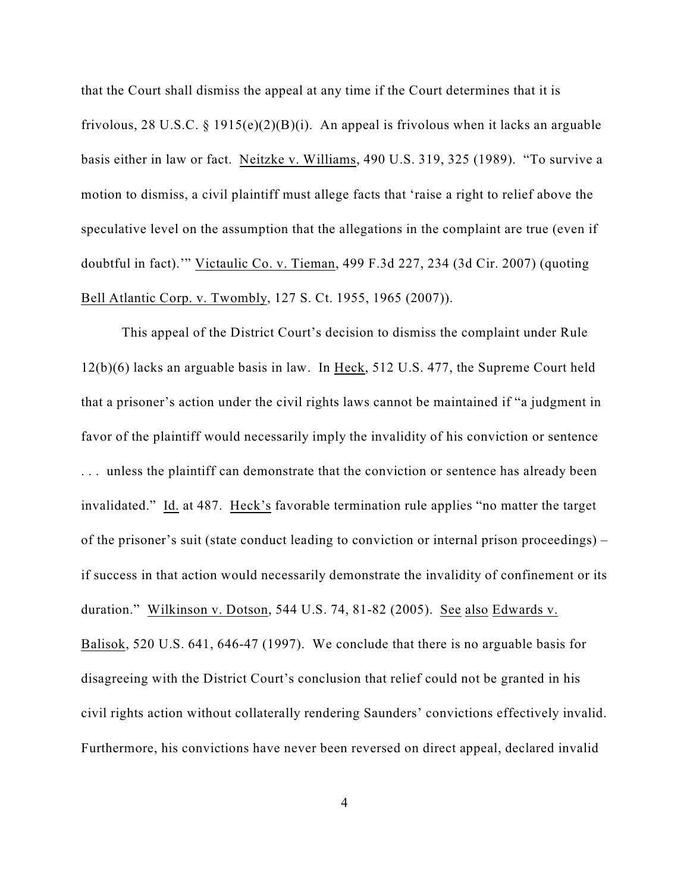that the Court shall dismiss the appeal at any time if the Court determines that it is frivolous, 28 U.S.C. § 1915(e)(2)(B)(i). An appeal is frivolous when it lacks an arguable basis either in law or fact. Neitzke v. Williams, 490 U.S. 319, 325 (1989). "To survive a motion to dismiss, a civil plaintiff must allege facts that 'raise a right to relief above the speculative level on the assumption that the allegations in the complaint are true (even if doubtful in fact).'" Victaulic Co. v. Tieman, 499 F.3d 227, 234 (3d Cir. 2007) (quoting Bell Atlantic Corp. v. Twombly, 127 S. Ct. 1955, 1965 (2007)).

This appeal of the District Court's decision to dismiss the complaint under Rule 12(b)(6) lacks an arguable basis in law. In Heck, 512 U.S. 477, the Supreme Court held that a prisoner's action under the civil rights laws cannot be maintained if "a judgment in favor of the plaintiff would necessarily imply the invalidity of his conviction or sentence . . . unless the plaintiff can demonstrate that the conviction or sentence has already been invalidated." Id. at 487. Heck's favorable termination rule applies "no matter the target of the prisoner's suit (state conduct leading to conviction or internal prison proceedings) – if success in that action would necessarily demonstrate the invalidity of confinement or its duration." Wilkinson v. Dotson, 544 U.S. 74, 81-82 (2005). See also Edwards v. Balisok, 520 U.S. 641, 646-47 (1997). We conclude that there is no arguable basis for disagreeing with the District Court's conclusion that relief could not be granted in his civil rights action without collaterally rendering Saunders' convictions effectively invalid. Furthermore, his convictions have never been reversed on direct appeal, declared invalid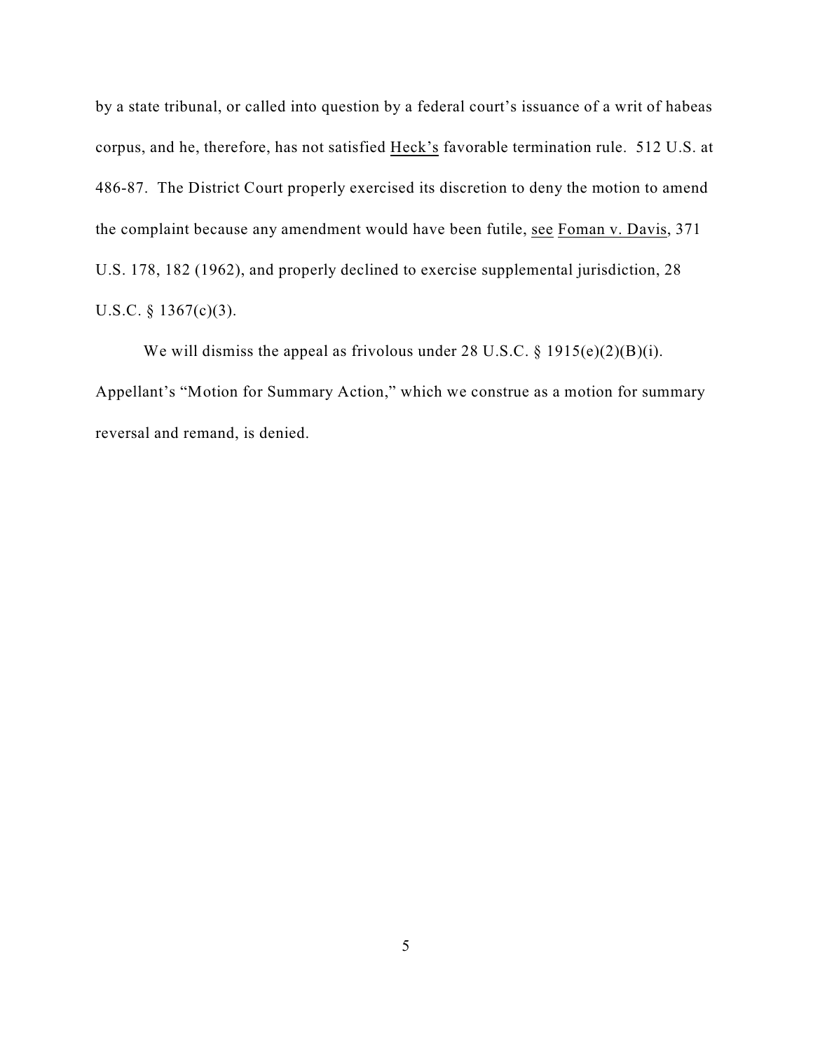by a state tribunal, or called into question by a federal court's issuance of a writ of habeas corpus, and he, therefore, has not satisfied Heck's favorable termination rule. 512 U.S. at 486-87. The District Court properly exercised its discretion to deny the motion to amend the complaint because any amendment would have been futile, see Foman v. Davis, 371 U.S. 178, 182 (1962), and properly declined to exercise supplemental jurisdiction, 28 U.S.C. § 1367(c)(3).

We will dismiss the appeal as frivolous under 28 U.S.C. § 1915(e)(2)(B)(i). Appellant's "Motion for Summary Action," which we construe as a motion for summary reversal and remand, is denied.